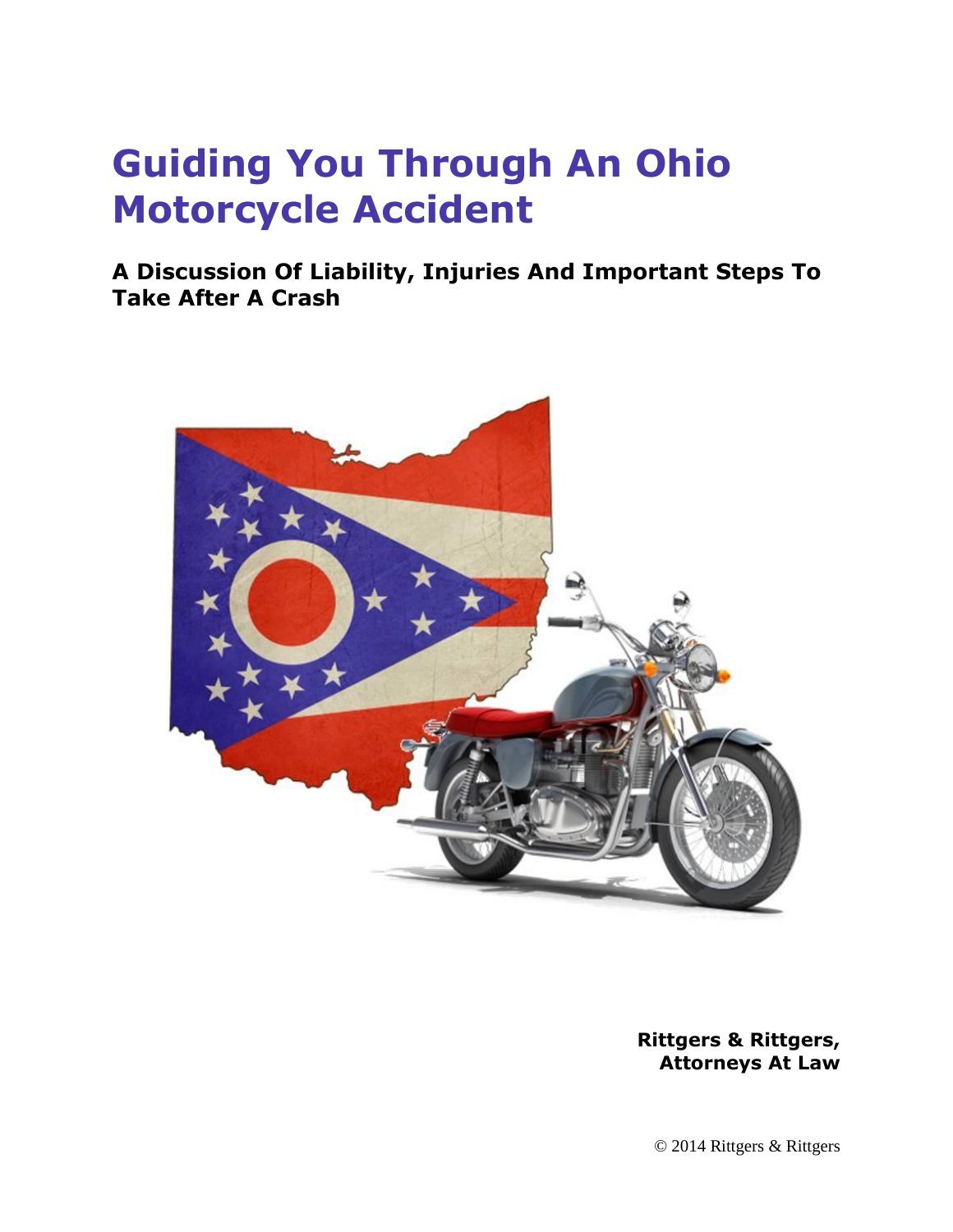# Guiding You Through An Ohio Motorcycle Accident

**A Discussion Of Liability, Injuries And Important Steps To Take After A Crash**

**Rittgers & Rittgers, Attorneys At Law**

© 2014 Rittgers & Rittgers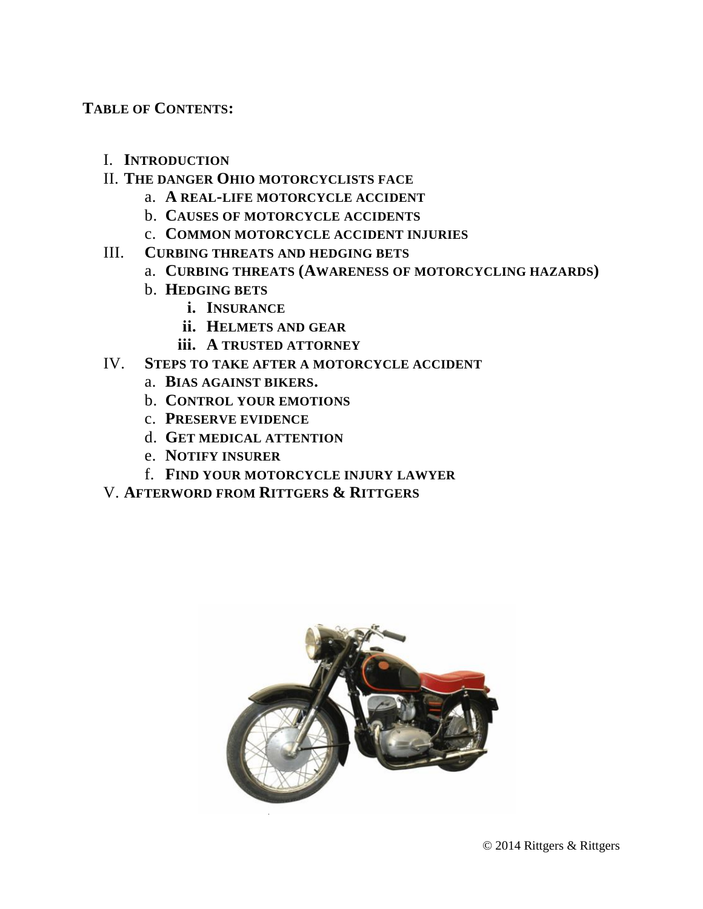**TABLE OF CONTENTS:**

- I. **INTRODUCTION**
- II. **THE DANGER OHIO MOTORCYCLISTS FACE**
  - a. **A REAL-LIFE MOTORCYCLE ACCIDENT**
  - b. **CAUSES OF MOTORCYCLE ACCIDENTS**
  - c. **COMMON MOTORCYCLE ACCIDENT INJURIES**
- III. **CURBING THREATS AND HEDGING BETS**
  - a. **CURBING THREATS (AWARENESS OF MOTORCYCLING HAZARDS)**
  - b. **HEDGING BETS**
    - i. **INSURANCE**
    - ii. **HELMETS AND GEAR**
    - iii. **A TRUSTED ATTORNEY**
- IV. **STEPS TO TAKE AFTER A MOTORCYCLE ACCIDENT**
  - a. **BIAS AGAINST BIKERS.**
  - b. **CONTROL YOUR EMOTIONS**
  - c. **PRESERVE EVIDENCE**
  - d. **GET MEDICAL ATTENTION**
  - e. **NOTIFY INSURER**
  - f. **FIND YOUR MOTORCYCLE INJURY LAWYER**
- V. **AFTERWORD FROM RITTGERS & RITTGERS**

© 2014 Rittgers & Rittgers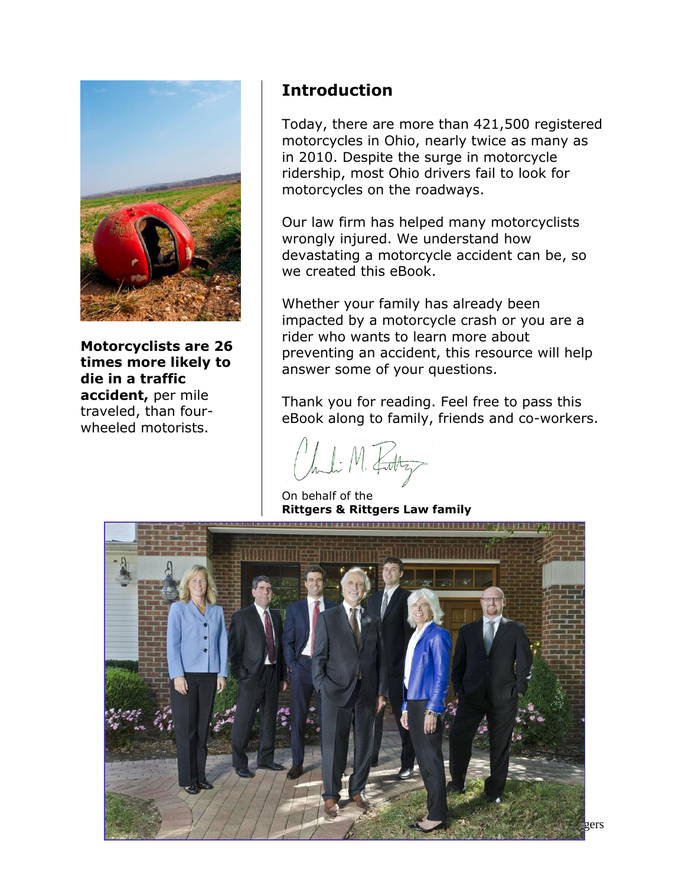**Motorcyclists are 26 times more likely to die in a traffic accident,** per mile traveled, than four-wheeled motorists.

## Introduction

Today, there are more than 421,500 registered motorcycles in Ohio, nearly twice as many as in 2010. Despite the surge in motorcycle ridership, most Ohio drivers fail to look for motorcycles on the roadways.

Our law firm has helped many motorcyclists wrongly injured. We understand how devastating a motorcycle accident can be, so we created this eBook.

Whether your family has already been impacted by a motorcycle crash or you are a rider who wants to learn more about preventing an accident, this resource will help answer some of your questions.

Thank you for reading. Feel free to pass this eBook along to family, friends and co-workers.

On behalf of the
**Rittgers & Rittgers Law family**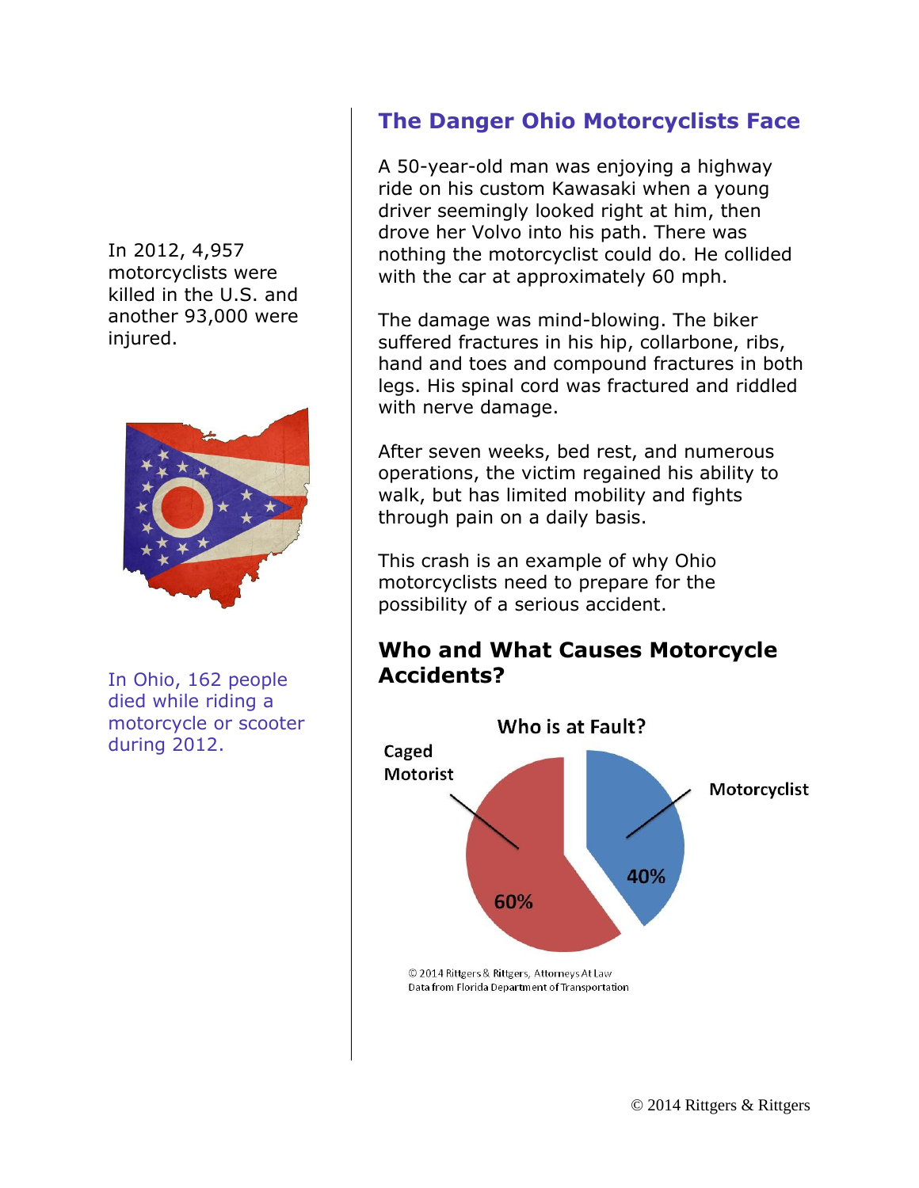In 2012, 4,957 motorcyclists were killed in the U.S. and another 93,000 were injured.

In Ohio, 162 people died while riding a motorcycle or scooter during 2012.

## The Danger Ohio Motorcyclists Face

A 50-year-old man was enjoying a highway ride on his custom Kawasaki when a young driver seemingly looked right at him, then drove her Volvo into his path. There was nothing the motorcyclist could do. He collided with the car at approximately 60 mph.

The damage was mind-blowing. The biker suffered fractures in his hip, collarbone, ribs, hand and toes and compound fractures in both legs. His spinal cord was fractured and riddled with nerve damage.

After seven weeks, bed rest, and numerous operations, the victim regained his ability to walk, but has limited mobility and fights through pain on a daily basis.

This crash is an example of why Ohio motorcyclists need to prepare for the possibility of a serious accident.

## Who and What Causes Motorcycle Accidents?

Who is at Fault?

| Party | Share |
| --- | --- |
| Caged Motorist | 60% |
| Motorcyclist | 40% |

© 2014 Rittgers & Rittgers, Attorneys At Law
Data from Florida Department of Transportation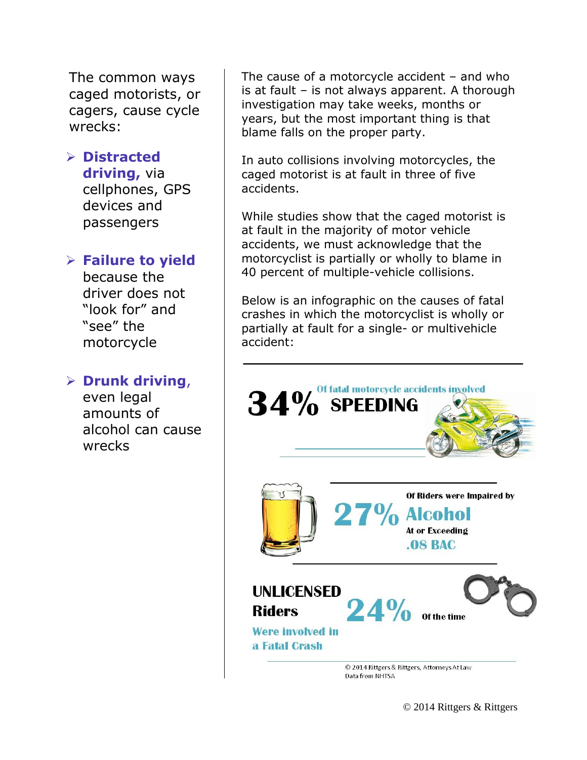The common ways caged motorists, or cagers, cause cycle wrecks:

- **Distracted driving,** via cellphones, GPS devices and passengers
- **Failure to yield** because the driver does not "look for" and "see" the motorcycle
- **Drunk driving**, even legal amounts of alcohol can cause wrecks

The cause of a motorcycle accident – and who is at fault – is not always apparent. A thorough investigation may take weeks, months or years, but the most important thing is that blame falls on the proper party.

In auto collisions involving motorcycles, the caged motorist is at fault in three of five accidents.

While studies show that the caged motorist is at fault in the majority of motor vehicle accidents, we must acknowledge that the motorcyclist is partially or wholly to blame in 40 percent of multiple-vehicle collisions.

Below is an infographic on the causes of fatal crashes in which the motorcyclist is wholly or partially at fault for a single- or multivehicle accident:

**34%** Of fatal motorcycle accidents involved **SPEEDING**

**27%** Of Riders were Impaired by **Alcohol** At or Exceeding **.08 BAC**

**UNLICENSED Riders** Were involved in a Fatal Crash **24%** Of the time

© 2014 Rittgers & Rittgers, Attorneys At Law
Data from NHTSA

© 2014 Rittgers & Rittgers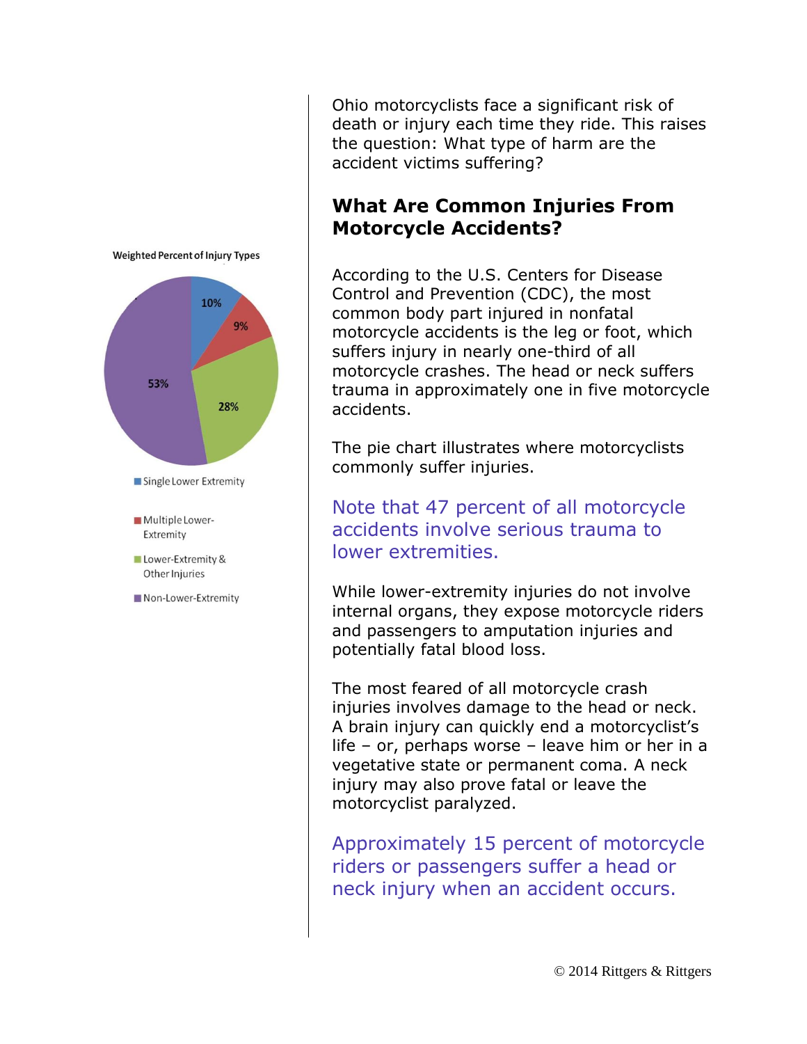Ohio motorcyclists face a significant risk of death or injury each time they ride. This raises the question: What type of harm are the accident victims suffering?

## What Are Common Injuries From Motorcycle Accidents?

According to the U.S. Centers for Disease Control and Prevention (CDC), the most common body part injured in nonfatal motorcycle accidents is the leg or foot, which suffers injury in nearly one-third of all motorcycle crashes. The head or neck suffers trauma in approximately one in five motorcycle accidents.

The pie chart illustrates where motorcyclists commonly suffer injuries.

**Weighted Percent of Injury Types**

| Injury Type | Percent |
| --- | --- |
| Single Lower Extremity | 10% |
| Multiple Lower-Extremity | 9% |
| Lower-Extremity & Other Injuries | 28% |
| Non-Lower-Extremity | 53% |

Note that 47 percent of all motorcycle accidents involve serious trauma to lower extremities.

While lower-extremity injuries do not involve internal organs, they expose motorcycle riders and passengers to amputation injuries and potentially fatal blood loss.

The most feared of all motorcycle crash injuries involves damage to the head or neck. A brain injury can quickly end a motorcyclist's life – or, perhaps worse – leave him or her in a vegetative state or permanent coma. A neck injury may also prove fatal or leave the motorcyclist paralyzed.

Approximately 15 percent of motorcycle riders or passengers suffer a head or neck injury when an accident occurs.

© 2014 Rittgers & Rittgers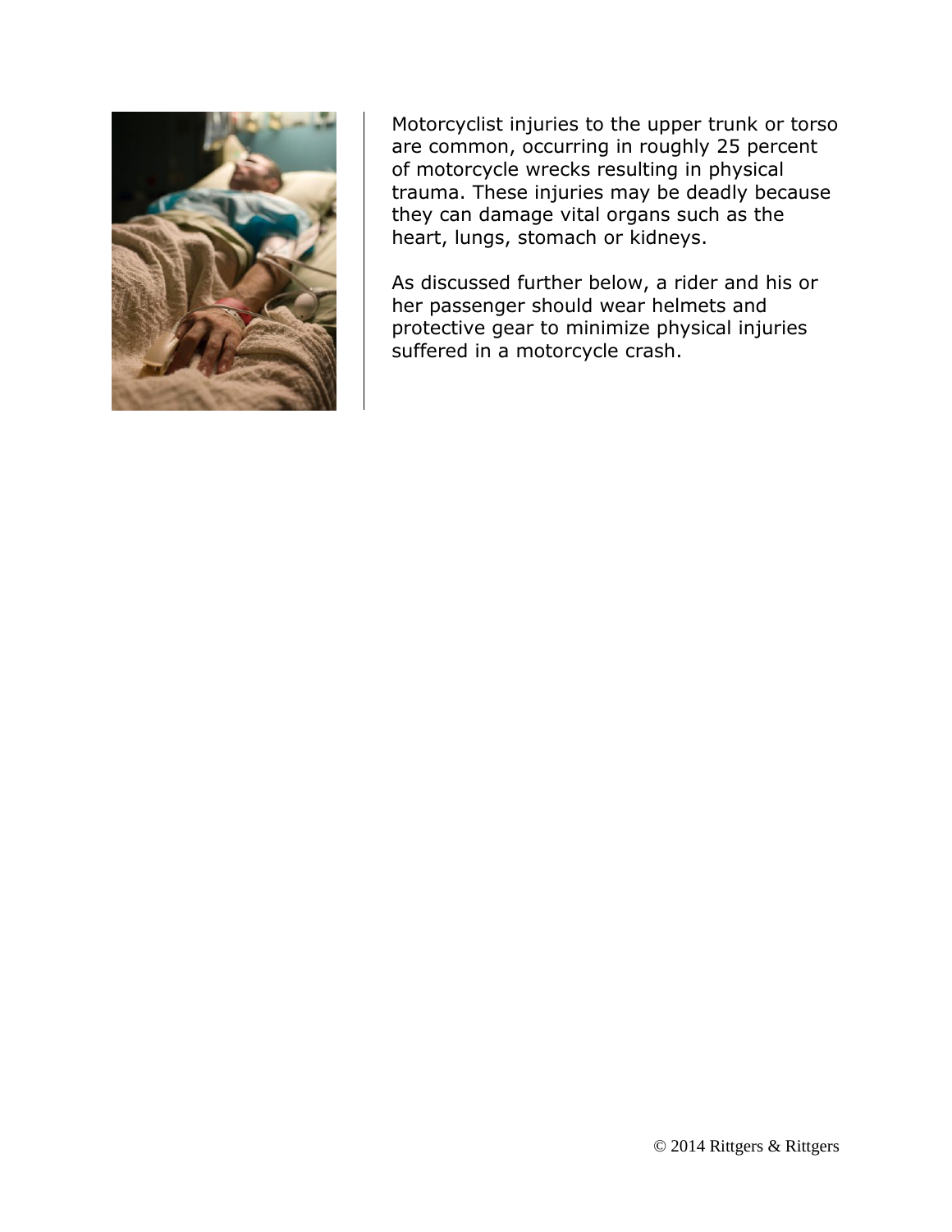Motorcyclist injuries to the upper trunk or torso are common, occurring in roughly 25 percent of motorcycle wrecks resulting in physical trauma. These injuries may be deadly because they can damage vital organs such as the heart, lungs, stomach or kidneys.

As discussed further below, a rider and his or her passenger should wear helmets and protective gear to minimize physical injuries suffered in a motorcycle crash.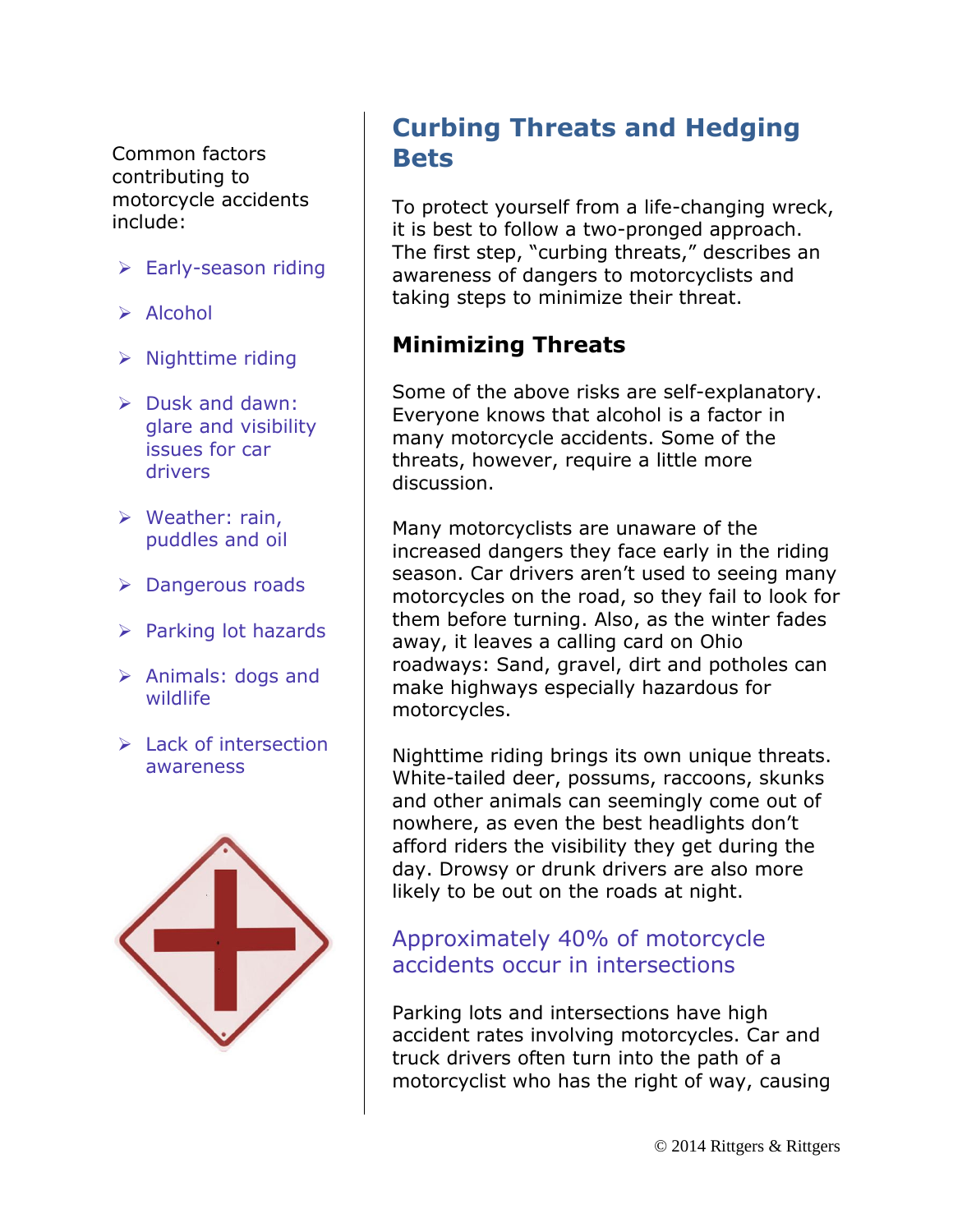Common factors contributing to motorcycle accidents include:

- Early-season riding
- Alcohol
- Nighttime riding
- Dusk and dawn: glare and visibility issues for car drivers
- Weather: rain, puddles and oil
- Dangerous roads
- Parking lot hazards
- Animals: dogs and wildlife
- Lack of intersection awareness

## Curbing Threats and Hedging Bets

To protect yourself from a life-changing wreck, it is best to follow a two-pronged approach. The first step, "curbing threats," describes an awareness of dangers to motorcyclists and taking steps to minimize their threat.

### Minimizing Threats

Some of the above risks are self-explanatory. Everyone knows that alcohol is a factor in many motorcycle accidents. Some of the threats, however, require a little more discussion.

Many motorcyclists are unaware of the increased dangers they face early in the riding season. Car drivers aren't used to seeing many motorcycles on the road, so they fail to look for them before turning. Also, as the winter fades away, it leaves a calling card on Ohio roadways: Sand, gravel, dirt and potholes can make highways especially hazardous for motorcycles.

Nighttime riding brings its own unique threats. White-tailed deer, possums, raccoons, skunks and other animals can seemingly come out of nowhere, as even the best headlights don't afford riders the visibility they get during the day. Drowsy or drunk drivers are also more likely to be out on the roads at night.

Approximately 40% of motorcycle accidents occur in intersections

Parking lots and intersections have high accident rates involving motorcycles. Car and truck drivers often turn into the path of a motorcyclist who has the right of way, causing

© 2014 Rittgers & Rittgers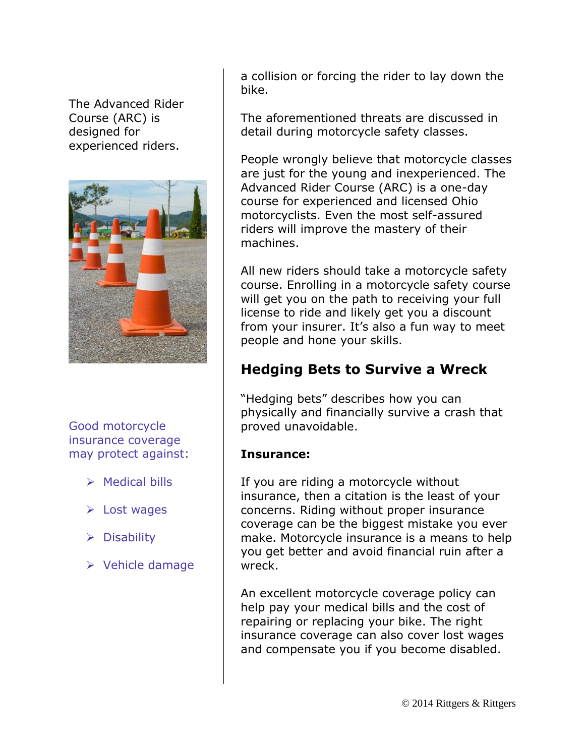The Advanced Rider Course (ARC) is designed for experienced riders.

Good motorcycle insurance coverage may protect against:

- Medical bills
- Lost wages
- Disability
- Vehicle damage

a collision or forcing the rider to lay down the bike.

The aforementioned threats are discussed in detail during motorcycle safety classes.

People wrongly believe that motorcycle classes are just for the young and inexperienced. The Advanced Rider Course (ARC) is a one-day course for experienced and licensed Ohio motorcyclists. Even the most self-assured riders will improve the mastery of their machines.

All new riders should take a motorcycle safety course. Enrolling in a motorcycle safety course will get you on the path to receiving your full license to ride and likely get you a discount from your insurer. It's also a fun way to meet people and hone your skills.

## Hedging Bets to Survive a Wreck

"Hedging bets" describes how you can physically and financially survive a crash that proved unavoidable.

**Insurance:**

If you are riding a motorcycle without insurance, then a citation is the least of your concerns. Riding without proper insurance coverage can be the biggest mistake you ever make. Motorcycle insurance is a means to help you get better and avoid financial ruin after a wreck.

An excellent motorcycle coverage policy can help pay your medical bills and the cost of repairing or replacing your bike. The right insurance coverage can also cover lost wages and compensate you if you become disabled.

© 2014 Rittgers & Rittgers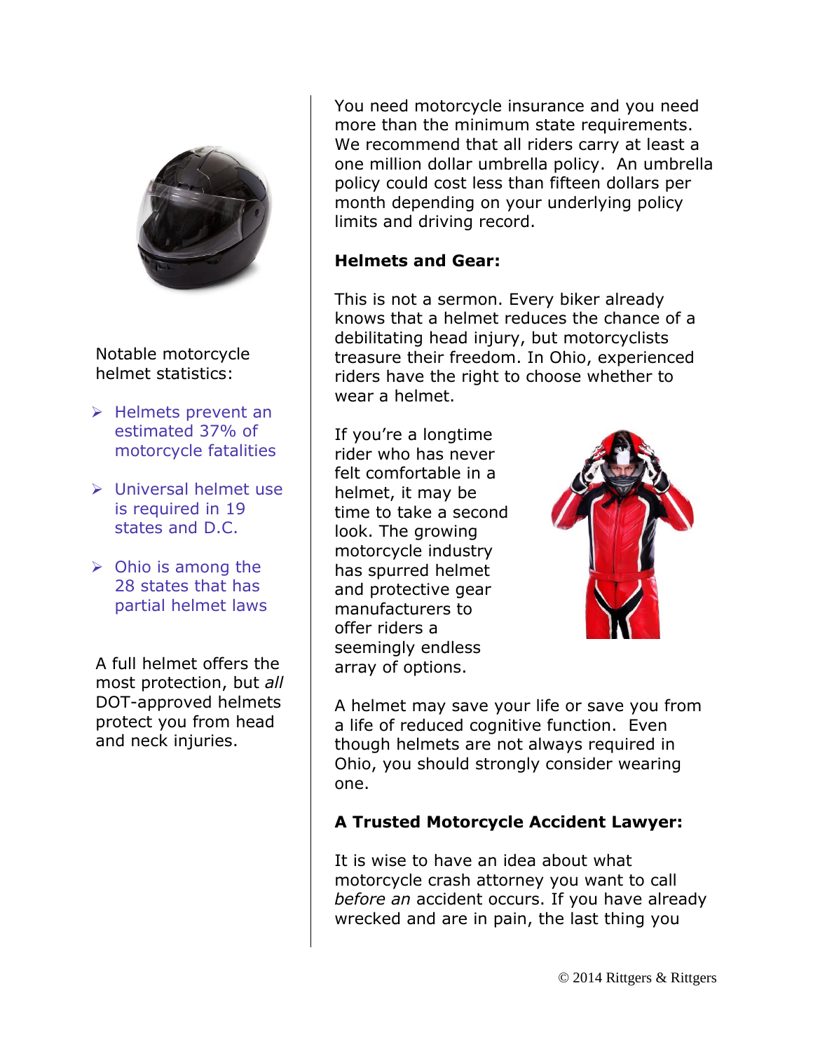Notable motorcycle helmet statistics:

- Helmets prevent an estimated 37% of motorcycle fatalities
- Universal helmet use is required in 19 states and D.C.
- Ohio is among the 28 states that has partial helmet laws

A full helmet offers the most protection, but *all* DOT-approved helmets protect you from head and neck injuries.

You need motorcycle insurance and you need more than the minimum state requirements. We recommend that all riders carry at least a one million dollar umbrella policy. An umbrella policy could cost less than fifteen dollars per month depending on your underlying policy limits and driving record.

**Helmets and Gear:**

This is not a sermon. Every biker already knows that a helmet reduces the chance of a debilitating head injury, but motorcyclists treasure their freedom. In Ohio, experienced riders have the right to choose whether to wear a helmet.

If you're a longtime rider who has never felt comfortable in a helmet, it may be time to take a second look. The growing motorcycle industry has spurred helmet and protective gear manufacturers to offer riders a seemingly endless array of options.

A helmet may save your life or save you from a life of reduced cognitive function. Even though helmets are not always required in Ohio, you should strongly consider wearing one.

**A Trusted Motorcycle Accident Lawyer:**

It is wise to have an idea about what motorcycle crash attorney you want to call *before an* accident occurs. If you have already wrecked and are in pain, the last thing you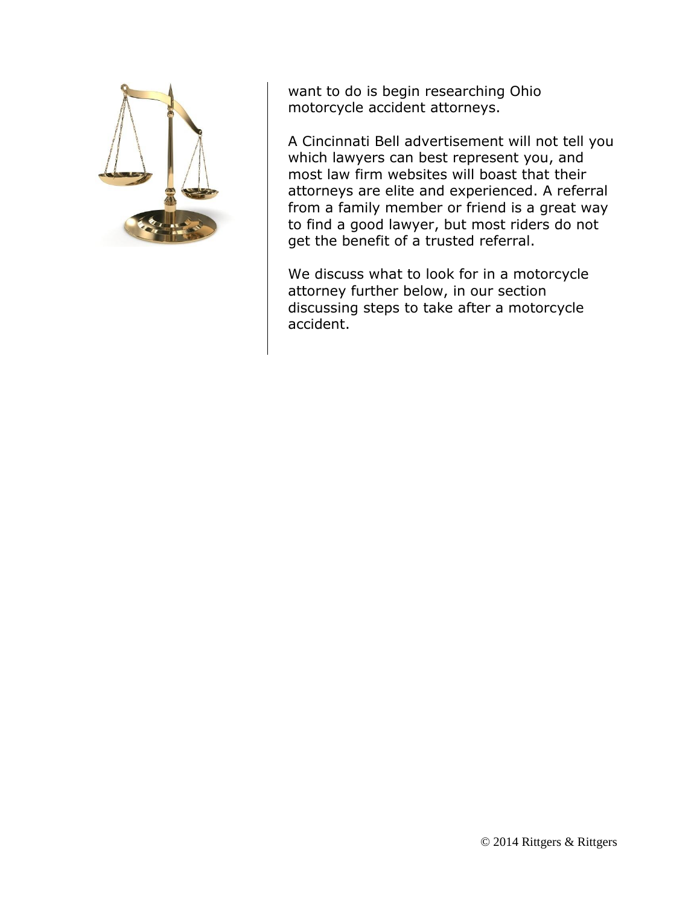want to do is begin researching Ohio motorcycle accident attorneys.

A Cincinnati Bell advertisement will not tell you which lawyers can best represent you, and most law firm websites will boast that their attorneys are elite and experienced. A referral from a family member or friend is a great way to find a good lawyer, but most riders do not get the benefit of a trusted referral.

We discuss what to look for in a motorcycle attorney further below, in our section discussing steps to take after a motorcycle accident.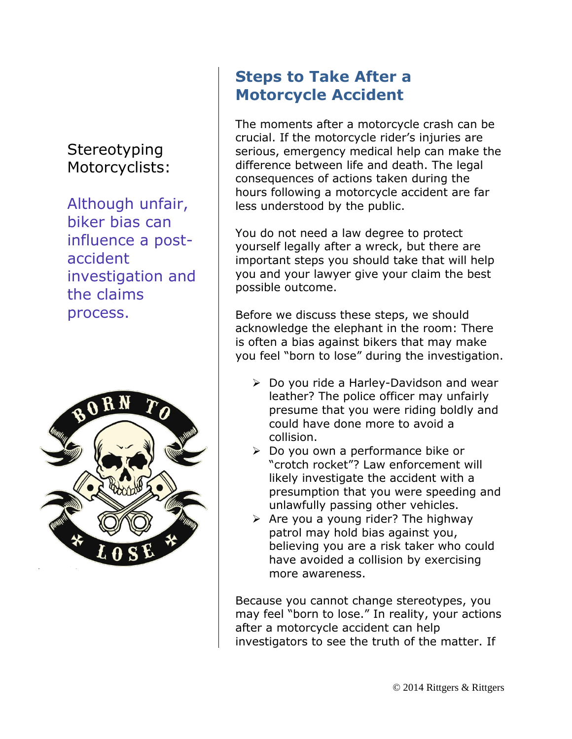Stereotyping Motorcyclists:

Although unfair, biker bias can influence a post-accident investigation and the claims process.

## Steps to Take After a Motorcycle Accident

The moments after a motorcycle crash can be crucial. If the motorcycle rider's injuries are serious, emergency medical help can make the difference between life and death. The legal consequences of actions taken during the hours following a motorcycle accident are far less understood by the public.

You do not need a law degree to protect yourself legally after a wreck, but there are important steps you should take that will help you and your lawyer give your claim the best possible outcome.

Before we discuss these steps, we should acknowledge the elephant in the room: There is often a bias against bikers that may make you feel "born to lose" during the investigation.

- Do you ride a Harley-Davidson and wear leather? The police officer may unfairly presume that you were riding boldly and could have done more to avoid a collision.
- Do you own a performance bike or "crotch rocket"? Law enforcement will likely investigate the accident with a presumption that you were speeding and unlawfully passing other vehicles.
- Are you a young rider? The highway patrol may hold bias against you, believing you are a risk taker who could have avoided a collision by exercising more awareness.

Because you cannot change stereotypes, you may feel "born to lose." In reality, your actions after a motorcycle accident can help investigators to see the truth of the matter. If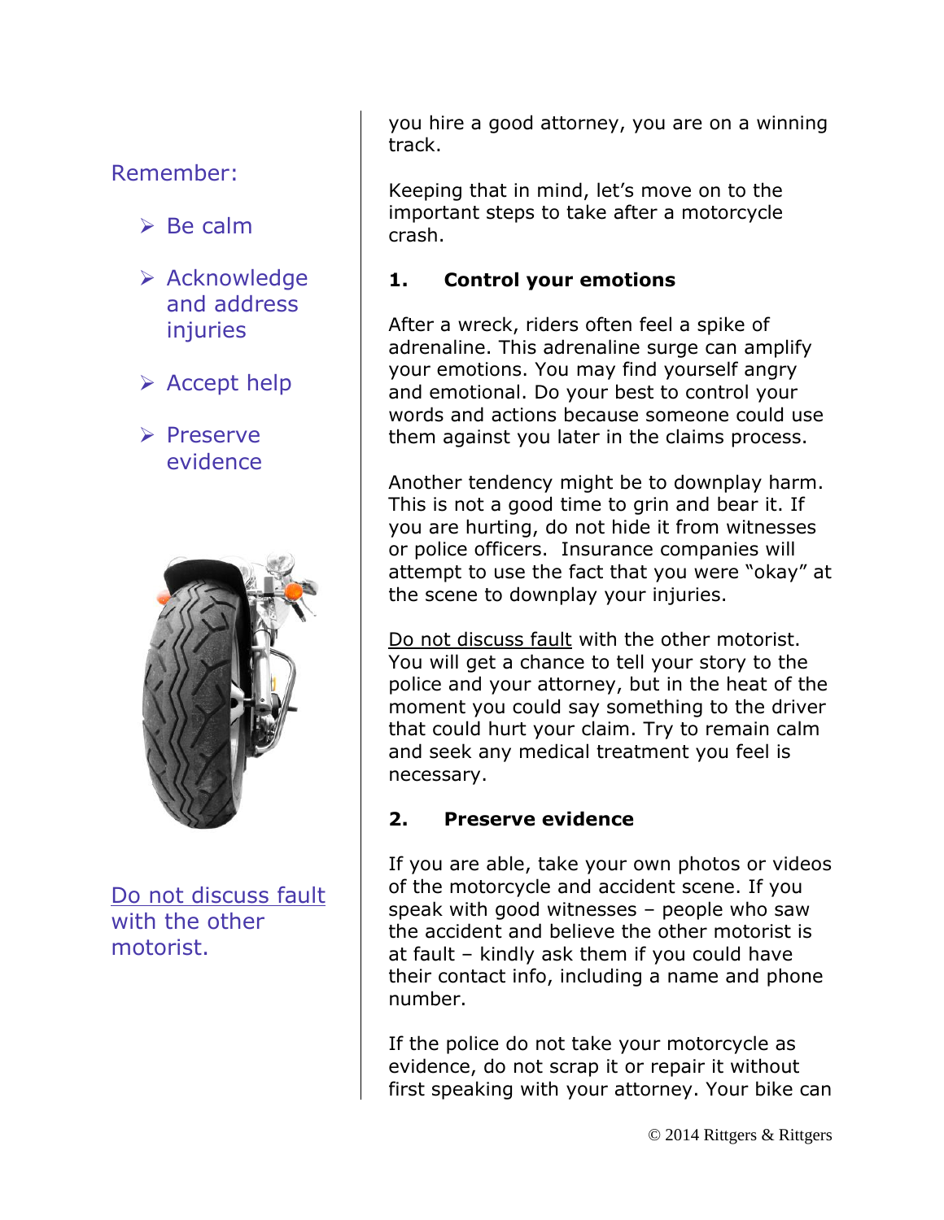Remember:

- Be calm
- Acknowledge and address injuries
- Accept help
- Preserve evidence

Do not discuss fault with the other motorist.

you hire a good attorney, you are on a winning track.

Keeping that in mind, let's move on to the important steps to take after a motorcycle crash.

## 1. Control your emotions

After a wreck, riders often feel a spike of adrenaline. This adrenaline surge can amplify your emotions. You may find yourself angry and emotional. Do your best to control your words and actions because someone could use them against you later in the claims process.

Another tendency might be to downplay harm. This is not a good time to grin and bear it. If you are hurting, do not hide it from witnesses or police officers. Insurance companies will attempt to use the fact that you were "okay" at the scene to downplay your injuries.

Do not discuss fault with the other motorist. You will get a chance to tell your story to the police and your attorney, but in the heat of the moment you could say something to the driver that could hurt your claim. Try to remain calm and seek any medical treatment you feel is necessary.

## 2. Preserve evidence

If you are able, take your own photos or videos of the motorcycle and accident scene. If you speak with good witnesses – people who saw the accident and believe the other motorist is at fault – kindly ask them if you could have their contact info, including a name and phone number.

If the police do not take your motorcycle as evidence, do not scrap it or repair it without first speaking with your attorney. Your bike can

© 2014 Rittgers & Rittgers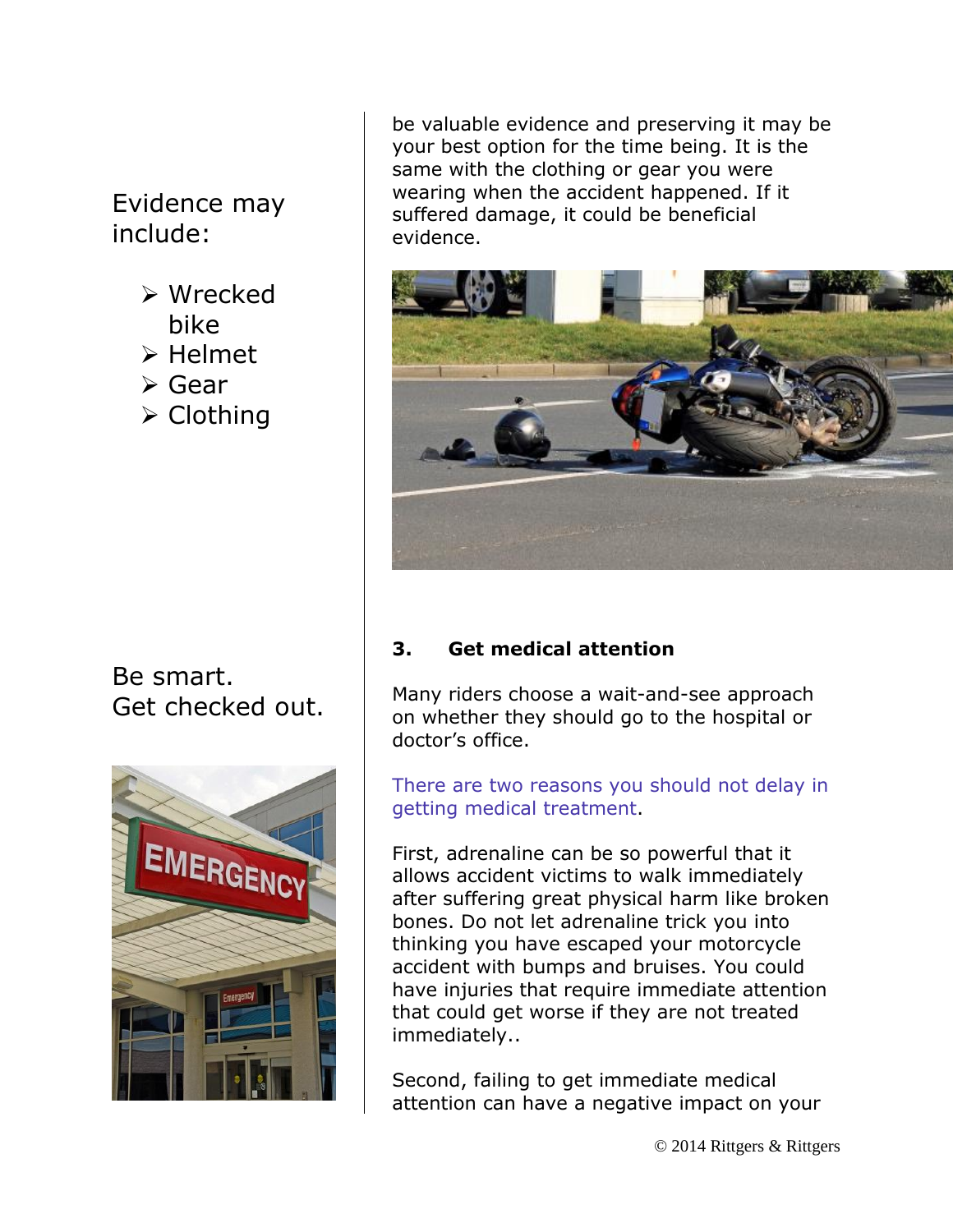Evidence may include:

- Wrecked bike
- Helmet
- Gear
- Clothing

be valuable evidence and preserving it may be your best option for the time being. It is the same with the clothing or gear you were wearing when the accident happened. If it suffered damage, it could be beneficial evidence.

Be smart.
Get checked out.

**3. Get medical attention**

Many riders choose a wait-and-see approach on whether they should go to the hospital or doctor's office.

There are two reasons you should not delay in getting medical treatment.

First, adrenaline can be so powerful that it allows accident victims to walk immediately after suffering great physical harm like broken bones. Do not let adrenaline trick you into thinking you have escaped your motorcycle accident with bumps and bruises. You could have injuries that require immediate attention that could get worse if they are not treated immediately..

Second, failing to get immediate medical attention can have a negative impact on your

© 2014 Rittgers & Rittgers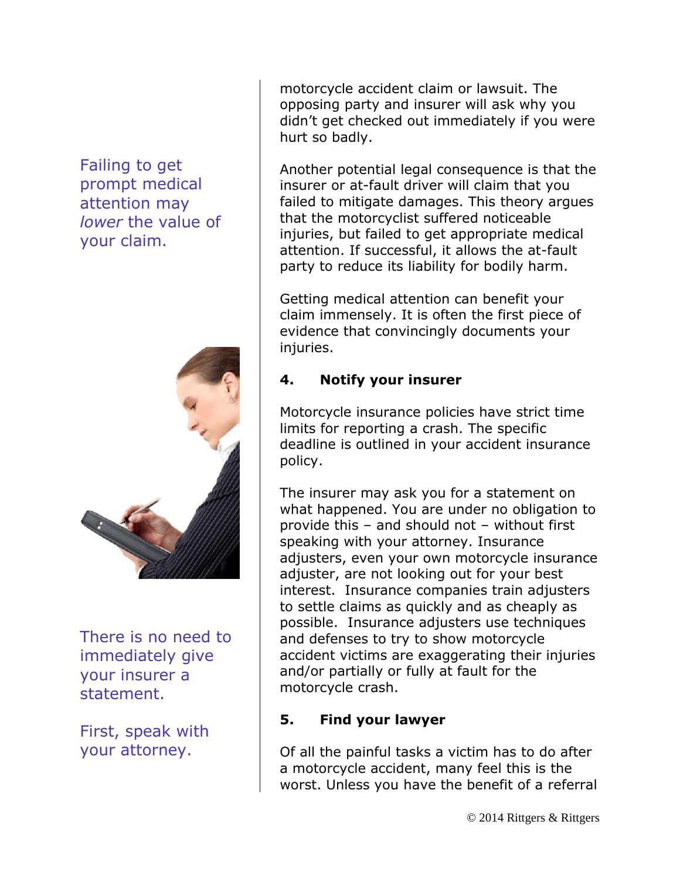motorcycle accident claim or lawsuit. The opposing party and insurer will ask why you didn't get checked out immediately if you were hurt so badly.

Failing to get prompt medical attention may *lower* the value of your claim.

Another potential legal consequence is that the insurer or at-fault driver will claim that you failed to mitigate damages. This theory argues that the motorcyclist suffered noticeable injuries, but failed to get appropriate medical attention. If successful, it allows the at-fault party to reduce its liability for bodily harm.

Getting medical attention can benefit your claim immensely. It is often the first piece of evidence that convincingly documents your injuries.

**4. Notify your insurer**

Motorcycle insurance policies have strict time limits for reporting a crash. The specific deadline is outlined in your accident insurance policy.

The insurer may ask you for a statement on what happened. You are under no obligation to provide this – and should not – without first speaking with your attorney. Insurance adjusters, even your own motorcycle insurance adjuster, are not looking out for your best interest. Insurance companies train adjusters to settle claims as quickly and as cheaply as possible. Insurance adjusters use techniques and defenses to try to show motorcycle accident victims are exaggerating their injuries and/or partially or fully at fault for the motorcycle crash.

There is no need to immediately give your insurer a statement.

First, speak with your attorney.

**5. Find your lawyer**

Of all the painful tasks a victim has to do after a motorcycle accident, many feel this is the worst. Unless you have the benefit of a referral

© 2014 Rittgers & Rittgers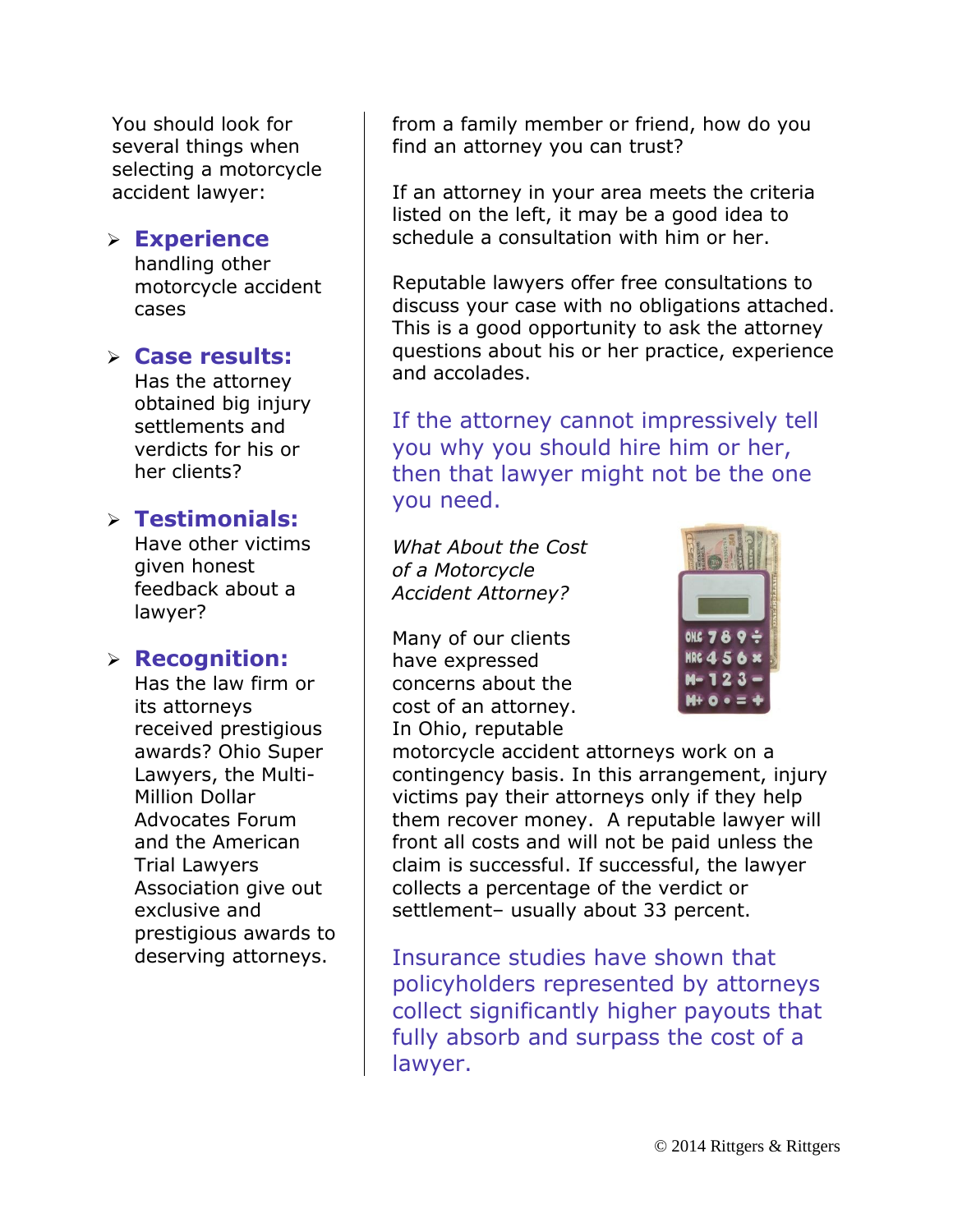You should look for several things when selecting a motorcycle accident lawyer:

- **Experience** handling other motorcycle accident cases
- **Case results:** Has the attorney obtained big injury settlements and verdicts for his or her clients?
- **Testimonials:** Have other victims given honest feedback about a lawyer?
- **Recognition:** Has the law firm or its attorneys received prestigious awards? Ohio Super Lawyers, the Multi-Million Dollar Advocates Forum and the American Trial Lawyers Association give out exclusive and prestigious awards to deserving attorneys.

from a family member or friend, how do you find an attorney you can trust?

If an attorney in your area meets the criteria listed on the left, it may be a good idea to schedule a consultation with him or her.

Reputable lawyers offer free consultations to discuss your case with no obligations attached. This is a good opportunity to ask the attorney questions about his or her practice, experience and accolades.

If the attorney cannot impressively tell you why you should hire him or her, then that lawyer might not be the one you need.

*What About the Cost of a Motorcycle Accident Attorney?*

Many of our clients have expressed concerns about the cost of an attorney. In Ohio, reputable motorcycle accident attorneys work on a contingency basis. In this arrangement, injury victims pay their attorneys only if they help them recover money. A reputable lawyer will front all costs and will not be paid unless the claim is successful. If successful, the lawyer collects a percentage of the verdict or settlement– usually about 33 percent.

Insurance studies have shown that policyholders represented by attorneys collect significantly higher payouts that fully absorb and surpass the cost of a lawyer.

© 2014 Rittgers & Rittgers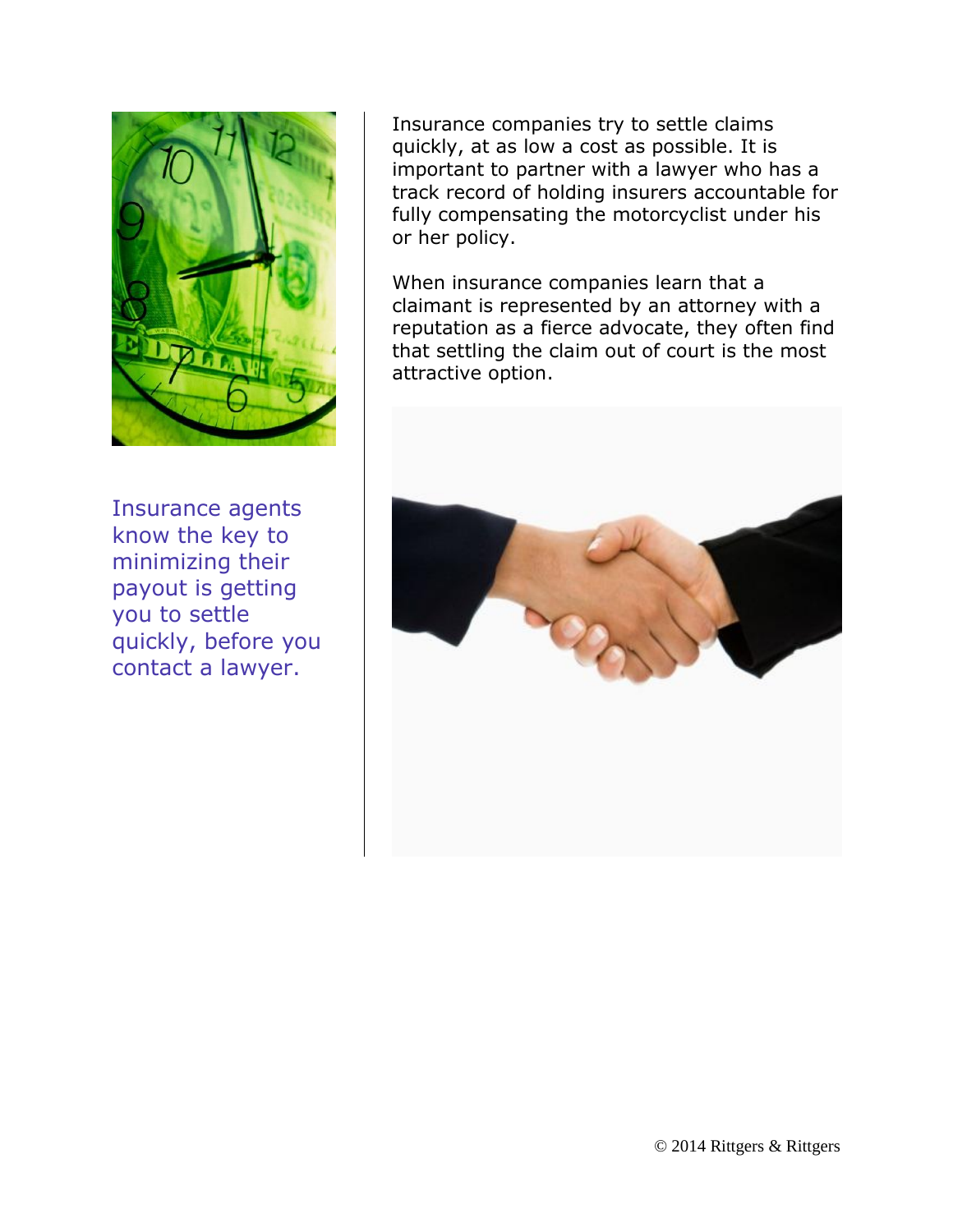Insurance companies try to settle claims quickly, at as low a cost as possible. It is important to partner with a lawyer who has a track record of holding insurers accountable for fully compensating the motorcyclist under his or her policy.

When insurance companies learn that a claimant is represented by an attorney with a reputation as a fierce advocate, they often find that settling the claim out of court is the most attractive option.

Insurance agents know the key to minimizing their payout is getting you to settle quickly, before you contact a lawyer.

© 2014 Rittgers & Rittgers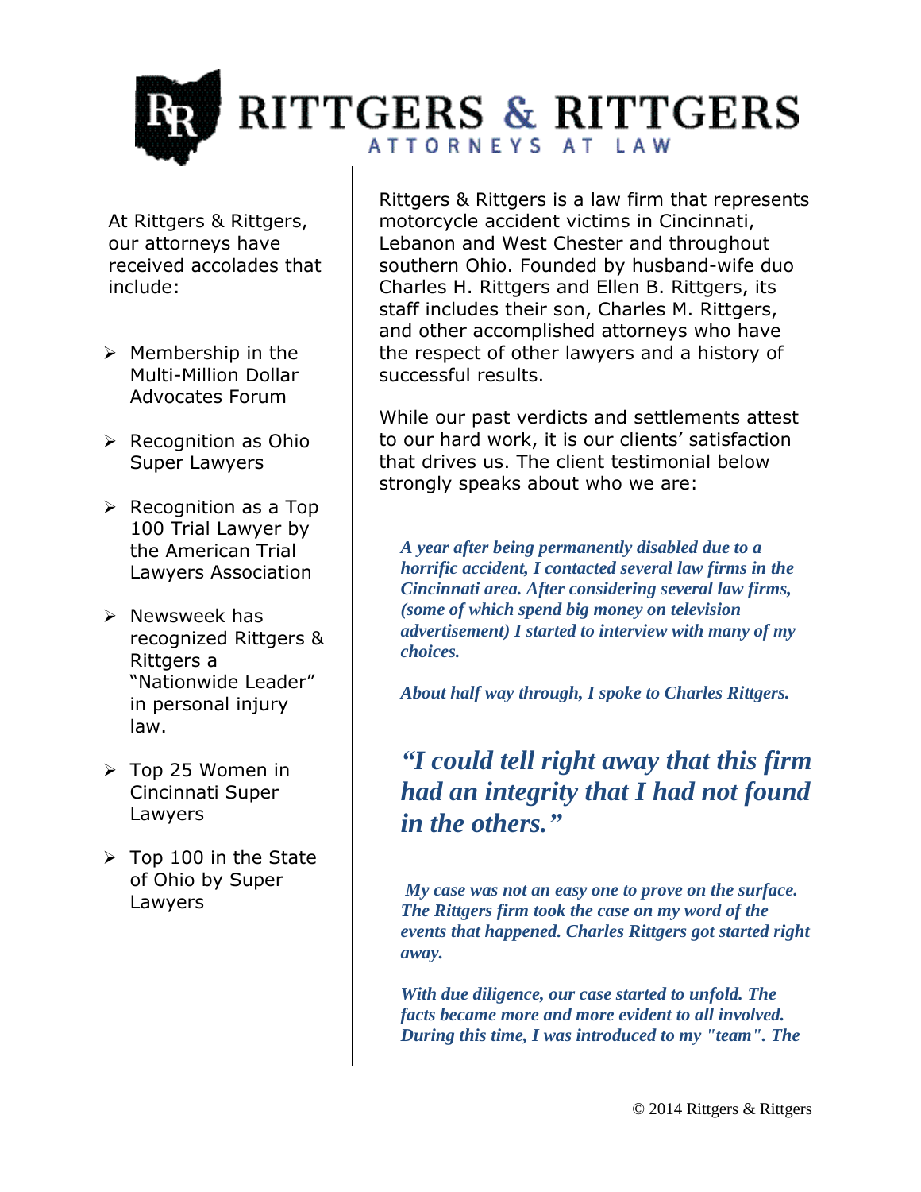# RITTGERS & RITTGERS

ATTORNEYS AT LAW

At Rittgers & Rittgers, our attorneys have received accolades that include:

- Membership in the Multi-Million Dollar Advocates Forum
- Recognition as Ohio Super Lawyers
- Recognition as a Top 100 Trial Lawyer by the American Trial Lawyers Association
- Newsweek has recognized Rittgers & Rittgers a "Nationwide Leader" in personal injury law.
- Top 25 Women in Cincinnati Super Lawyers
- Top 100 in the State of Ohio by Super Lawyers

Rittgers & Rittgers is a law firm that represents motorcycle accident victims in Cincinnati, Lebanon and West Chester and throughout southern Ohio. Founded by husband-wife duo Charles H. Rittgers and Ellen B. Rittgers, its staff includes their son, Charles M. Rittgers, and other accomplished attorneys who have the respect of other lawyers and a history of successful results.

While our past verdicts and settlements attest to our hard work, it is our clients' satisfaction that drives us. The client testimonial below strongly speaks about who we are:

***A year after being permanently disabled due to a horrific accident, I contacted several law firms in the Cincinnati area. After considering several law firms, (some of which spend big money on television advertisement) I started to interview with many of my choices.***

***About half way through, I spoke to Charles Rittgers.***

***"I could tell right away that this firm had an integrity that I had not found in the others."***

***My case was not an easy one to prove on the surface. The Rittgers firm took the case on my word of the events that happened. Charles Rittgers got started right away.***

***With due diligence, our case started to unfold. The facts became more and more evident to all involved. During this time, I was introduced to my "team". The***

© 2014 Rittgers & Rittgers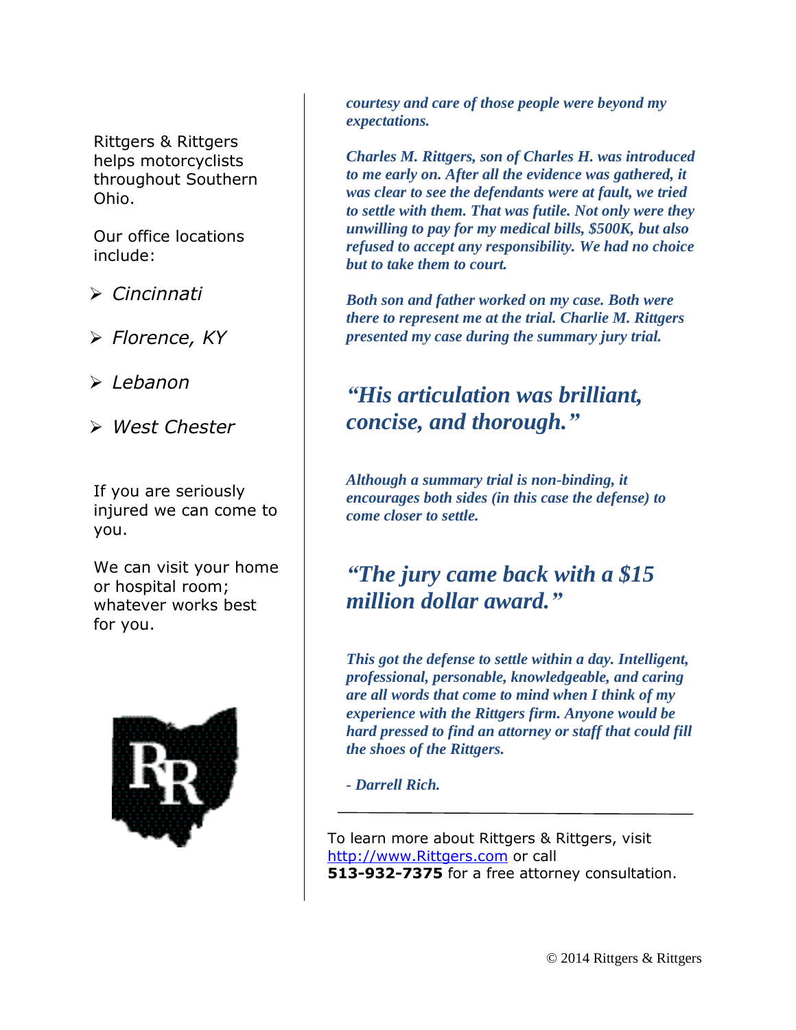Rittgers & Rittgers helps motorcyclists throughout Southern Ohio.

Our office locations include:

- *Cincinnati*
- *Florence, KY*
- *Lebanon*
- *West Chester*

If you are seriously injured we can come to you.

We can visit your home or hospital room; whatever works best for you.

***courtesy and care of those people were beyond my expectations.***

***Charles M. Rittgers, son of Charles H. was introduced to me early on. After all the evidence was gathered, it was clear to see the defendants were at fault, we tried to settle with them. That was futile. Not only were they unwilling to pay for my medical bills, $500K, but also refused to accept any responsibility. We had no choice but to take them to court.***

***Both son and father worked on my case. Both were there to represent me at the trial. Charlie M. Rittgers presented my case during the summary jury trial.***

## *"His articulation was brilliant, concise, and thorough."*

***Although a summary trial is non-binding, it encourages both sides (in this case the defense) to come closer to settle.***

## *"The jury came back with a $15 million dollar award."*

***This got the defense to settle within a day. Intelligent, professional, personable, knowledgeable, and caring are all words that come to mind when I think of my experience with the Rittgers firm. Anyone would be hard pressed to find an attorney or staff that could fill the shoes of the Rittgers.***

***- Darrell Rich.***

---

To learn more about Rittgers & Rittgers, visit http://www.Rittgers.com or call **513-932-7375** for a free attorney consultation.

© 2014 Rittgers & Rittgers